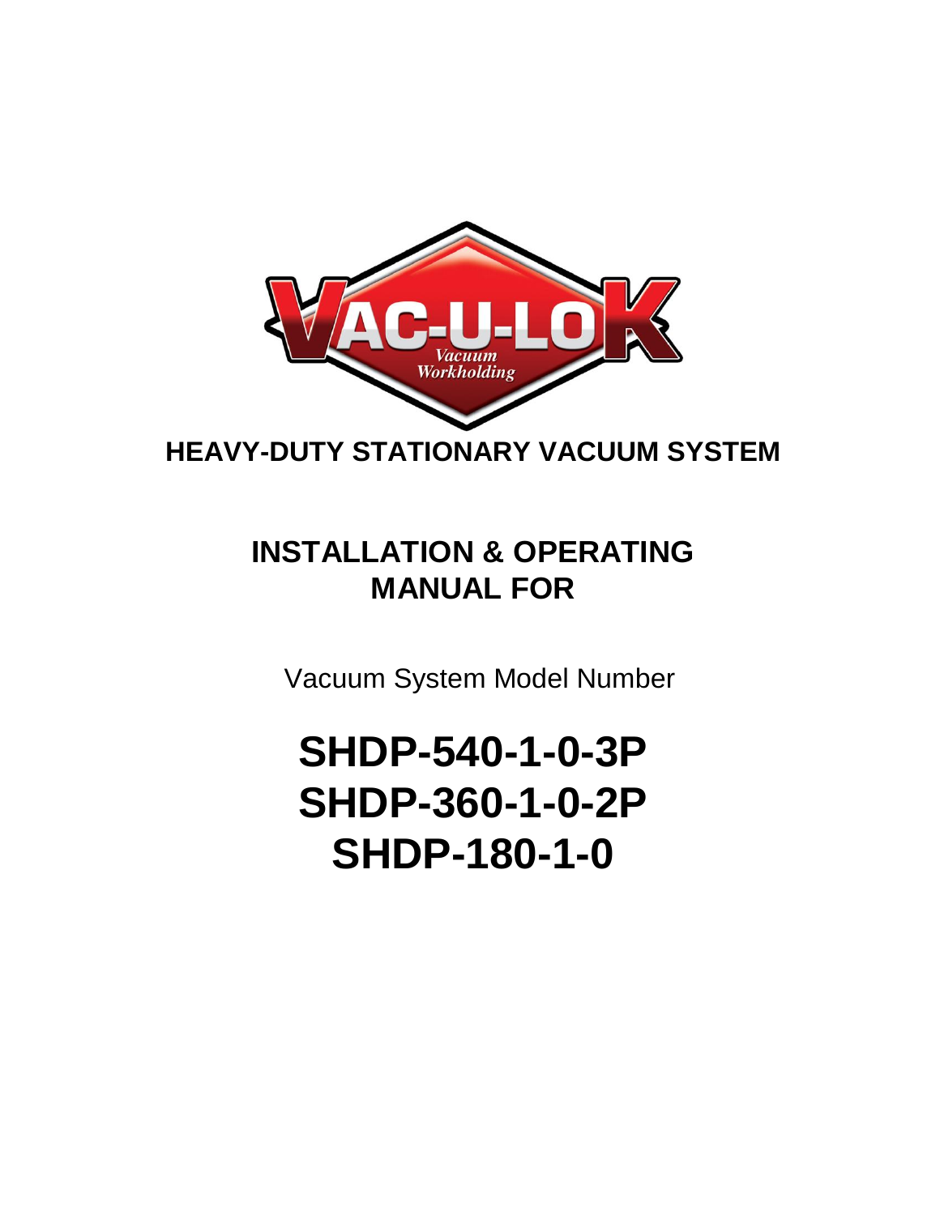VAC-U-LOK

Vacuum Workholding

# HEAVY-DUTY STATIONARY VACUUM SYSTEM

## INSTALLATION & OPERATING MANUAL FOR

Vacuum System Model Number

# SHDP-540-1-0-3P
# SHDP-360-1-0-2P
# SHDP-180-1-0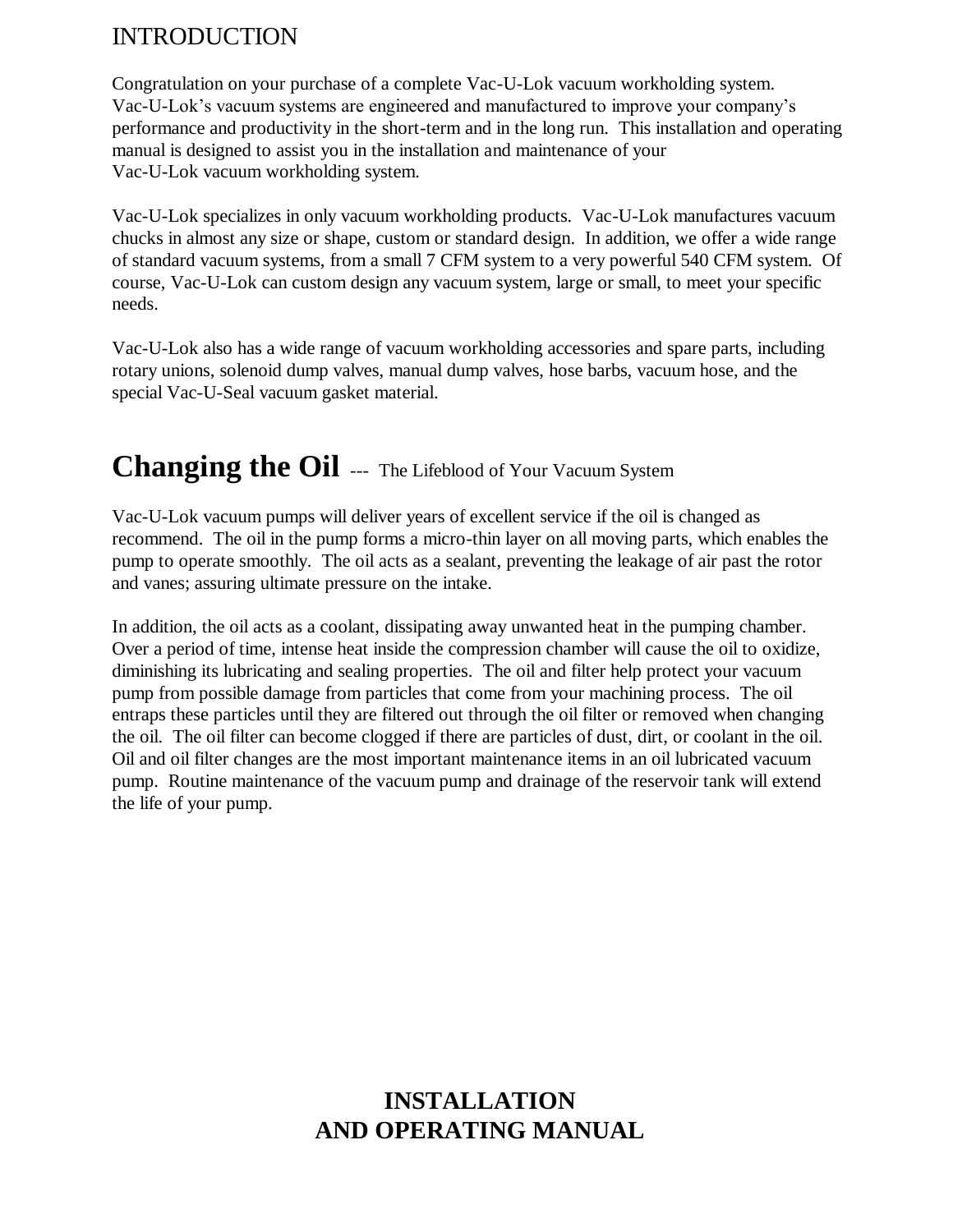# INTRODUCTION

Congratulation on your purchase of a complete Vac-U-Lok vacuum workholding system. Vac-U-Lok's vacuum systems are engineered and manufactured to improve your company's performance and productivity in the short-term and in the long run. This installation and operating manual is designed to assist you in the installation and maintenance of your Vac-U-Lok vacuum workholding system.

Vac-U-Lok specializes in only vacuum workholding products. Vac-U-Lok manufactures vacuum chucks in almost any size or shape, custom or standard design. In addition, we offer a wide range of standard vacuum systems, from a small 7 CFM system to a very powerful 540 CFM system. Of course, Vac-U-Lok can custom design any vacuum system, large or small, to meet your specific needs.

Vac-U-Lok also has a wide range of vacuum workholding accessories and spare parts, including rotary unions, solenoid dump valves, manual dump valves, hose barbs, vacuum hose, and the special Vac-U-Seal vacuum gasket material.

## **Changing the Oil** --- The Lifeblood of Your Vacuum System

Vac-U-Lok vacuum pumps will deliver years of excellent service if the oil is changed as recommend. The oil in the pump forms a micro-thin layer on all moving parts, which enables the pump to operate smoothly. The oil acts as a sealant, preventing the leakage of air past the rotor and vanes; assuring ultimate pressure on the intake.

In addition, the oil acts as a coolant, dissipating away unwanted heat in the pumping chamber. Over a period of time, intense heat inside the compression chamber will cause the oil to oxidize, diminishing its lubricating and sealing properties. The oil and filter help protect your vacuum pump from possible damage from particles that come from your machining process. The oil entraps these particles until they are filtered out through the oil filter or removed when changing the oil. The oil filter can become clogged if there are particles of dust, dirt, or coolant in the oil. Oil and oil filter changes are the most important maintenance items in an oil lubricated vacuum pump. Routine maintenance of the vacuum pump and drainage of the reservoir tank will extend the life of your pump.

**INSTALLATION AND OPERATING MANUAL**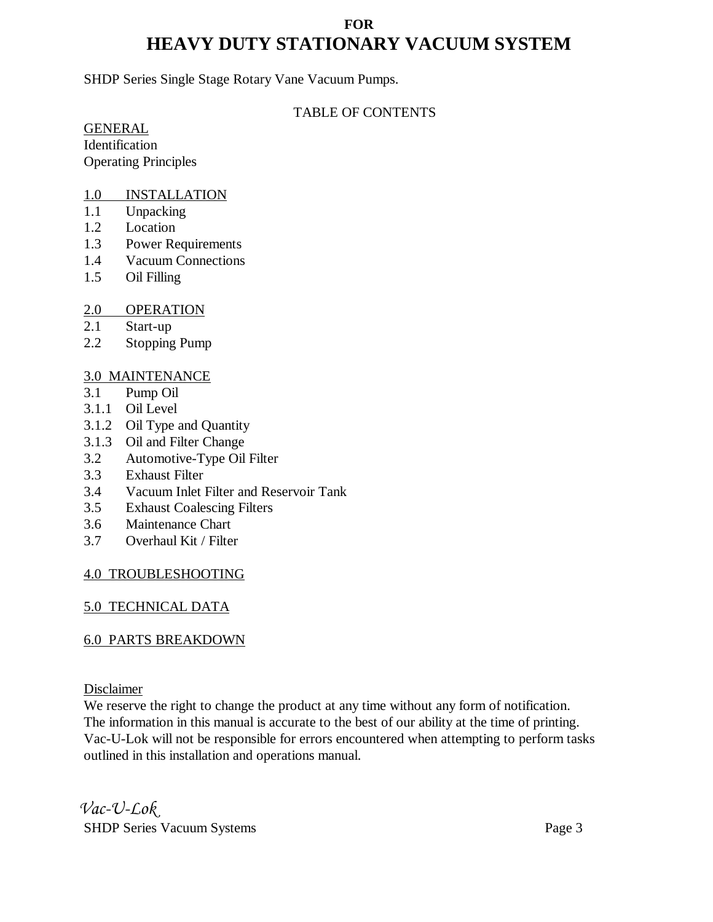**FOR**

# HEAVY DUTY STATIONARY VACUUM SYSTEM

SHDP Series Single Stage Rotary Vane Vacuum Pumps.

TABLE OF CONTENTS

GENERAL
Identification
Operating Principles

1.0 INSTALLATION
1.1 Unpacking
1.2 Location
1.3 Power Requirements
1.4 Vacuum Connections
1.5 Oil Filling

2.0 OPERATION
2.1 Start-up
2.2 Stopping Pump

3.0 MAINTENANCE
3.1 Pump Oil
3.1.1 Oil Level
3.1.2 Oil Type and Quantity
3.1.3 Oil and Filter Change
3.2 Automotive-Type Oil Filter
3.3 Exhaust Filter
3.4 Vacuum Inlet Filter and Reservoir Tank
3.5 Exhaust Coalescing Filters
3.6 Maintenance Chart
3.7 Overhaul Kit / Filter

4.0 TROUBLESHOOTING

5.0 TECHNICAL DATA

6.0 PARTS BREAKDOWN

Disclaimer
We reserve the right to change the product at any time without any form of notification. The information in this manual is accurate to the best of our ability at the time of printing. Vac-U-Lok will not be responsible for errors encountered when attempting to perform tasks outlined in this installation and operations manual.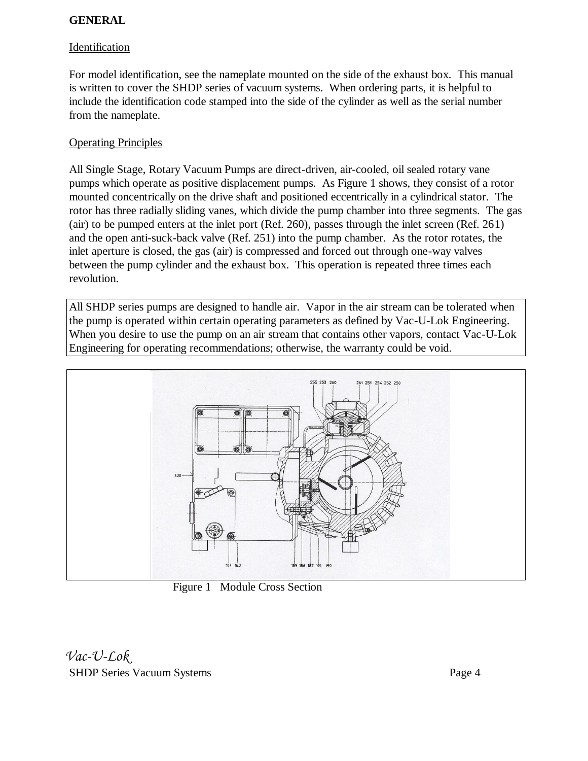# GENERAL

## Identification

For model identification, see the nameplate mounted on the side of the exhaust box. This manual is written to cover the SHDP series of vacuum systems. When ordering parts, it is helpful to include the identification code stamped into the side of the cylinder as well as the serial number from the nameplate.

## Operating Principles

All Single Stage, Rotary Vacuum Pumps are direct-driven, air-cooled, oil sealed rotary vane pumps which operate as positive displacement pumps. As Figure 1 shows, they consist of a rotor mounted concentrically on the drive shaft and positioned eccentrically in a cylindrical stator. The rotor has three radially sliding vanes, which divide the pump chamber into three segments. The gas (air) to be pumped enters at the inlet port (Ref. 260), passes through the inlet screen (Ref. 261) and the open anti-suck-back valve (Ref. 251) into the pump chamber. As the rotor rotates, the inlet aperture is closed, the gas (air) is compressed and forced out through one-way valves between the pump cylinder and the exhaust box. This operation is repeated three times each revolution.

All SHDP series pumps are designed to handle air. Vapor in the air stream can be tolerated when the pump is operated within certain operating parameters as defined by Vac-U-Lok Engineering. When you desire to use the pump on an air stream that contains other vapors, contact Vac-U-Lok Engineering for operating recommendations; otherwise, the warranty could be void.

Figure 1 Module Cross Section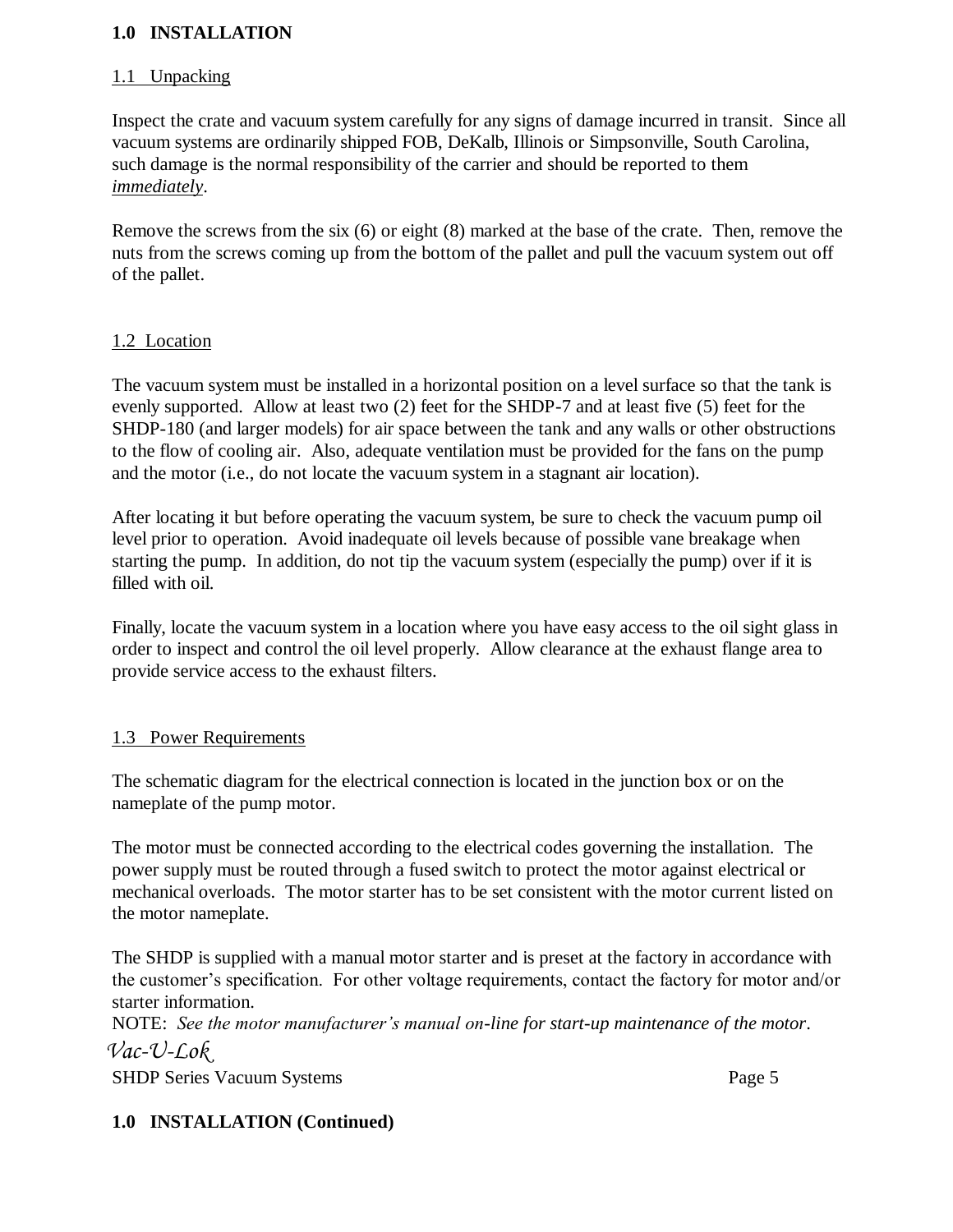# 1.0 INSTALLATION

## 1.1 Unpacking

Inspect the crate and vacuum system carefully for any signs of damage incurred in transit. Since all vacuum systems are ordinarily shipped FOB, DeKalb, Illinois or Simpsonville, South Carolina, such damage is the normal responsibility of the carrier and should be reported to them *immediately*.

Remove the screws from the six (6) or eight (8) marked at the base of the crate. Then, remove the nuts from the screws coming up from the bottom of the pallet and pull the vacuum system out off of the pallet.

## 1.2 Location

The vacuum system must be installed in a horizontal position on a level surface so that the tank is evenly supported. Allow at least two (2) feet for the SHDP-7 and at least five (5) feet for the SHDP-180 (and larger models) for air space between the tank and any walls or other obstructions to the flow of cooling air. Also, adequate ventilation must be provided for the fans on the pump and the motor (i.e., do not locate the vacuum system in a stagnant air location).

After locating it but before operating the vacuum system, be sure to check the vacuum pump oil level prior to operation. Avoid inadequate oil levels because of possible vane breakage when starting the pump. In addition, do not tip the vacuum system (especially the pump) over if it is filled with oil.

Finally, locate the vacuum system in a location where you have easy access to the oil sight glass in order to inspect and control the oil level properly. Allow clearance at the exhaust flange area to provide service access to the exhaust filters.

## 1.3 Power Requirements

The schematic diagram for the electrical connection is located in the junction box or on the nameplate of the pump motor.

The motor must be connected according to the electrical codes governing the installation. The power supply must be routed through a fused switch to protect the motor against electrical or mechanical overloads. The motor starter has to be set consistent with the motor current listed on the motor nameplate.

The SHDP is supplied with a manual motor starter and is preset at the factory in accordance with the customer's specification. For other voltage requirements, contact the factory for motor and/or starter information.

NOTE: *See the motor manufacturer's manual on-line for start-up maintenance of the motor.*

# 1.0 INSTALLATION (Continued)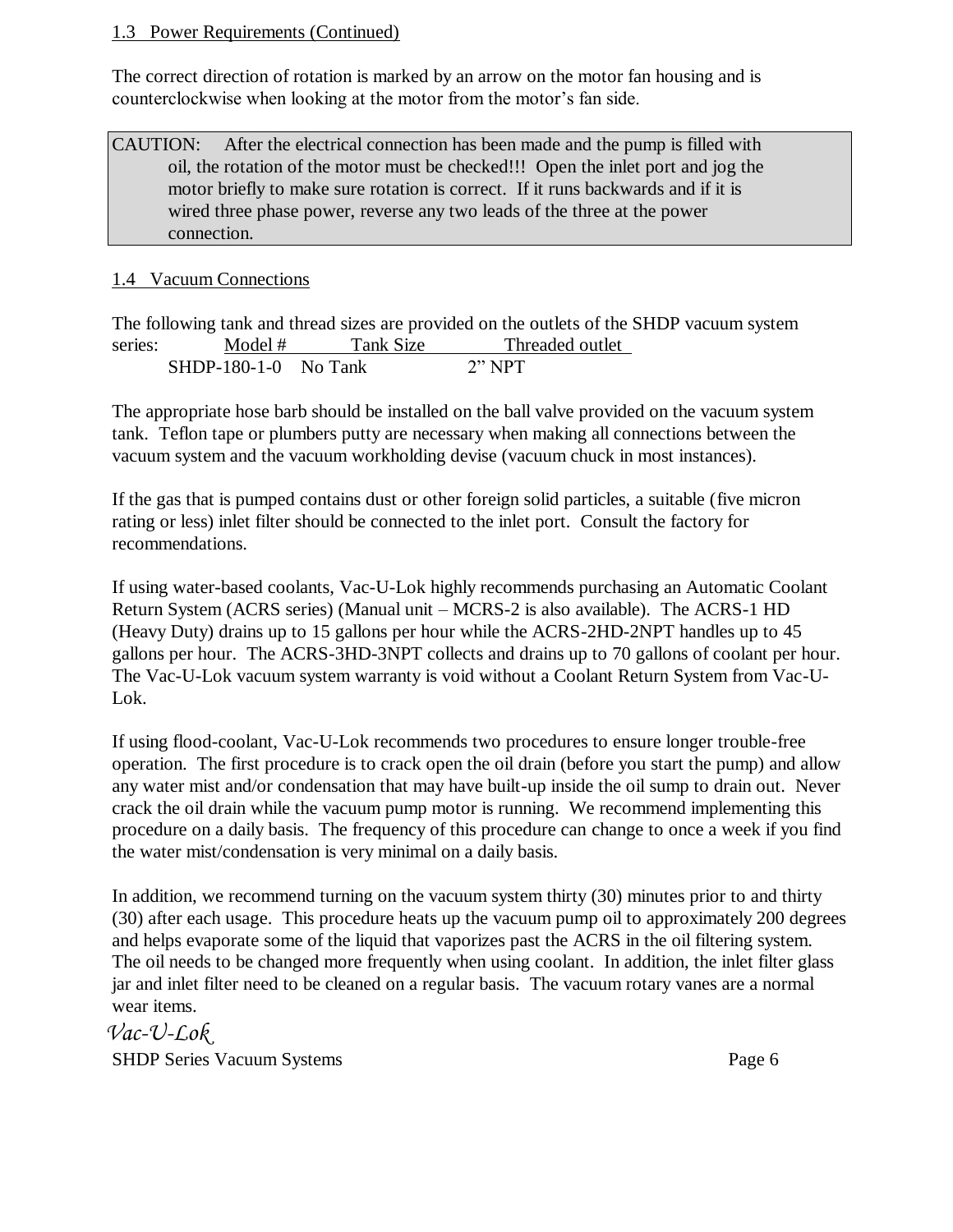## 1.3 Power Requirements (Continued)

The correct direction of rotation is marked by an arrow on the motor fan housing and is counterclockwise when looking at the motor from the motor's fan side.

> CAUTION: After the electrical connection has been made and the pump is filled with oil, the rotation of the motor must be checked!!! Open the inlet port and jog the motor briefly to make sure rotation is correct. If it runs backwards and if it is wired three phase power, reverse any two leads of the three at the power connection.

## 1.4 Vacuum Connections

The following tank and thread sizes are provided on the outlets of the SHDP vacuum system series:

| Model # | Tank Size | Threaded outlet |
|---|---|---|
| SHDP-180-1-0 | No Tank | 2" NPT |

The appropriate hose barb should be installed on the ball valve provided on the vacuum system tank. Teflon tape or plumbers putty are necessary when making all connections between the vacuum system and the vacuum workholding devise (vacuum chuck in most instances).

If the gas that is pumped contains dust or other foreign solid particles, a suitable (five micron rating or less) inlet filter should be connected to the inlet port. Consult the factory for recommendations.

If using water-based coolants, Vac-U-Lok highly recommends purchasing an Automatic Coolant Return System (ACRS series) (Manual unit – MCRS-2 is also available). The ACRS-1 HD (Heavy Duty) drains up to 15 gallons per hour while the ACRS-2HD-2NPT handles up to 45 gallons per hour. The ACRS-3HD-3NPT collects and drains up to 70 gallons of coolant per hour. The Vac-U-Lok vacuum system warranty is void without a Coolant Return System from Vac-U-Lok.

If using flood-coolant, Vac-U-Lok recommends two procedures to ensure longer trouble-free operation. The first procedure is to crack open the oil drain (before you start the pump) and allow any water mist and/or condensation that may have built-up inside the oil sump to drain out. Never crack the oil drain while the vacuum pump motor is running. We recommend implementing this procedure on a daily basis. The frequency of this procedure can change to once a week if you find the water mist/condensation is very minimal on a daily basis.

In addition, we recommend turning on the vacuum system thirty (30) minutes prior to and thirty (30) after each usage. This procedure heats up the vacuum pump oil to approximately 200 degrees and helps evaporate some of the liquid that vaporizes past the ACRS in the oil filtering system. The oil needs to be changed more frequently when using coolant. In addition, the inlet filter glass jar and inlet filter need to be cleaned on a regular basis. The vacuum rotary vanes are a normal wear items.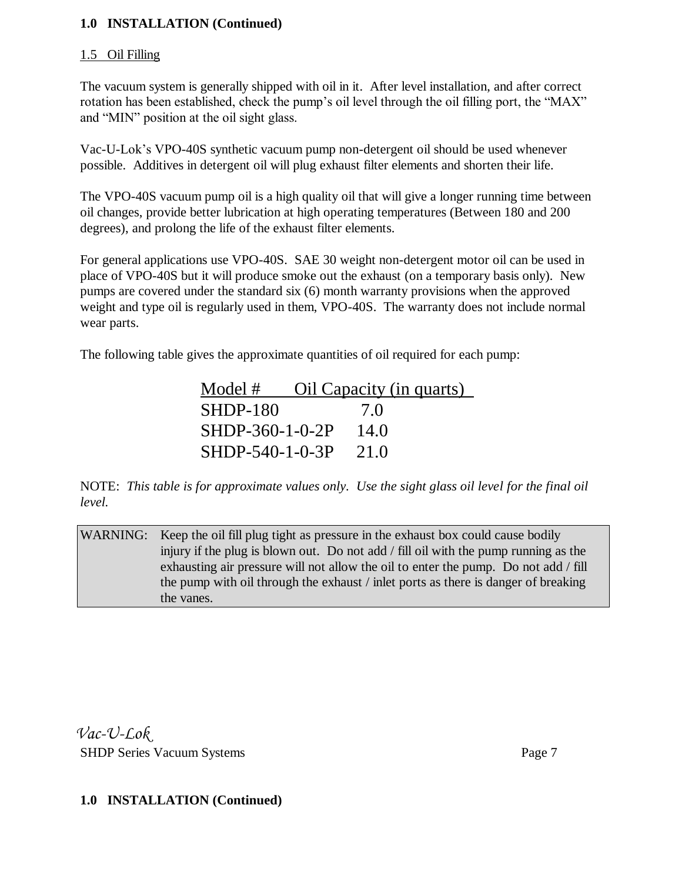## 1.0 INSTALLATION (Continued)

### 1.5 Oil Filling

The vacuum system is generally shipped with oil in it. After level installation, and after correct rotation has been established, check the pump's oil level through the oil filling port, the "MAX" and "MIN" position at the oil sight glass.

Vac-U-Lok's VPO-40S synthetic vacuum pump non-detergent oil should be used whenever possible. Additives in detergent oil will plug exhaust filter elements and shorten their life.

The VPO-40S vacuum pump oil is a high quality oil that will give a longer running time between oil changes, provide better lubrication at high operating temperatures (Between 180 and 200 degrees), and prolong the life of the exhaust filter elements.

For general applications use VPO-40S. SAE 30 weight non-detergent motor oil can be used in place of VPO-40S but it will produce smoke out the exhaust (on a temporary basis only). New pumps are covered under the standard six (6) month warranty provisions when the approved weight and type oil is regularly used in them, VPO-40S. The warranty does not include normal wear parts.

The following table gives the approximate quantities of oil required for each pump:

| Model # | Oil Capacity (in quarts) |
|---|---|
| SHDP-180 | 7.0 |
| SHDP-360-1-0-2P | 14.0 |
| SHDP-540-1-0-3P | 21.0 |

NOTE: *This table is for approximate values only. Use the sight glass oil level for the final oil level.*

| WARNING: | Keep the oil fill plug tight as pressure in the exhaust box could cause bodily injury if the plug is blown out. Do not add / fill oil with the pump running as the exhausting air pressure will not allow the oil to enter the pump. Do not add / fill the pump with oil through the exhaust / inlet ports as there is danger of breaking the vanes. |
|---|---|

## 1.0 INSTALLATION (Continued)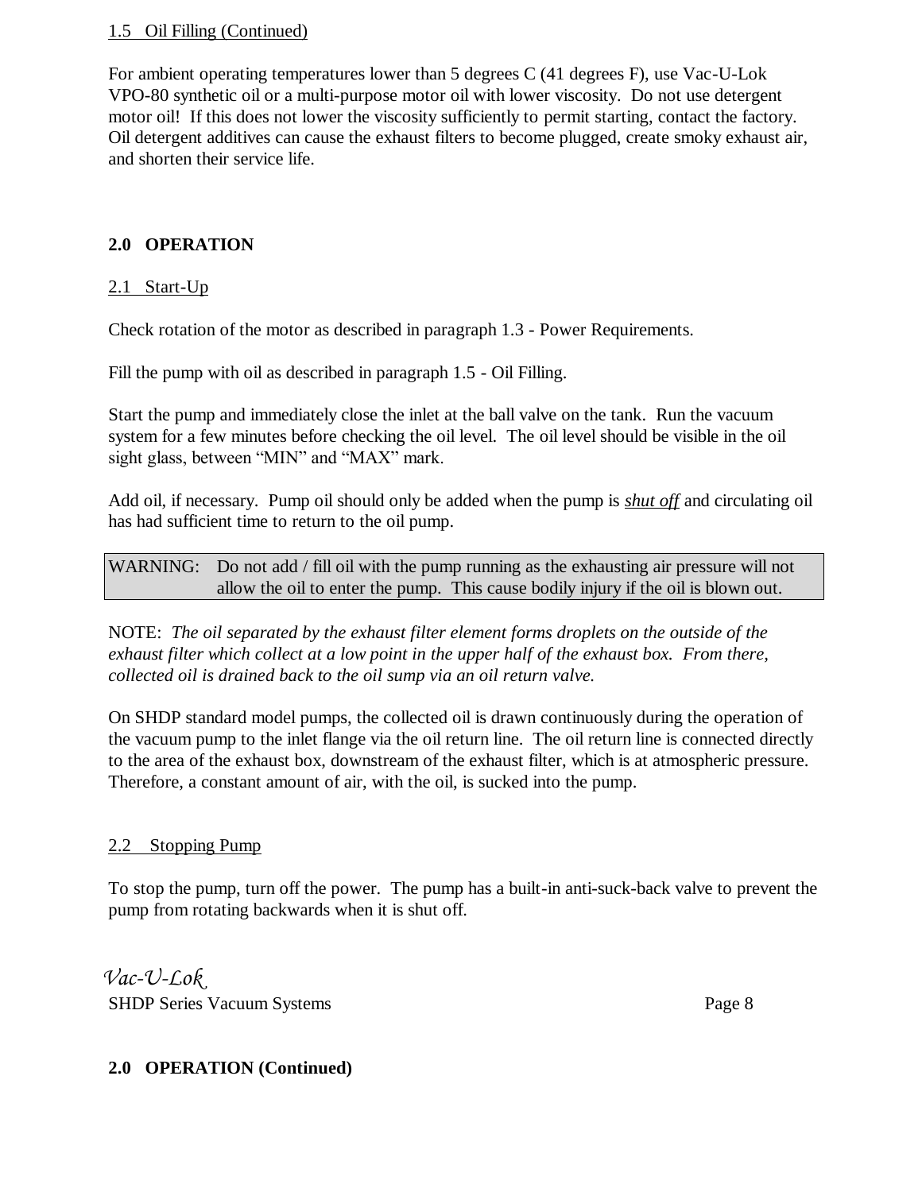1.5 Oil Filling (Continued)

For ambient operating temperatures lower than 5 degrees C (41 degrees F), use Vac-U-Lok VPO-80 synthetic oil or a multi-purpose motor oil with lower viscosity. Do not use detergent motor oil! If this does not lower the viscosity sufficiently to permit starting, contact the factory. Oil detergent additives can cause the exhaust filters to become plugged, create smoky exhaust air, and shorten their service life.

## 2.0 OPERATION

### 2.1 Start-Up

Check rotation of the motor as described in paragraph 1.3 - Power Requirements.

Fill the pump with oil as described in paragraph 1.5 - Oil Filling.

Start the pump and immediately close the inlet at the ball valve on the tank. Run the vacuum system for a few minutes before checking the oil level. The oil level should be visible in the oil sight glass, between "MIN" and "MAX" mark.

Add oil, if necessary. Pump oil should only be added when the pump is ***shut off*** and circulating oil has had sufficient time to return to the oil pump.

| WARNING: | Do not add / fill oil with the pump running as the exhausting air pressure will not allow the oil to enter the pump. This cause bodily injury if the oil is blown out. |
|---|---|

NOTE: *The oil separated by the exhaust filter element forms droplets on the outside of the exhaust filter which collect at a low point in the upper half of the exhaust box. From there, collected oil is drained back to the oil sump via an oil return valve.*

On SHDP standard model pumps, the collected oil is drawn continuously during the operation of the vacuum pump to the inlet flange via the oil return line. The oil return line is connected directly to the area of the exhaust box, downstream of the exhaust filter, which is at atmospheric pressure. Therefore, a constant amount of air, with the oil, is sucked into the pump.

### 2.2 Stopping Pump

To stop the pump, turn off the power. The pump has a built-in anti-suck-back valve to prevent the pump from rotating backwards when it is shut off.

## 2.0 OPERATION (Continued)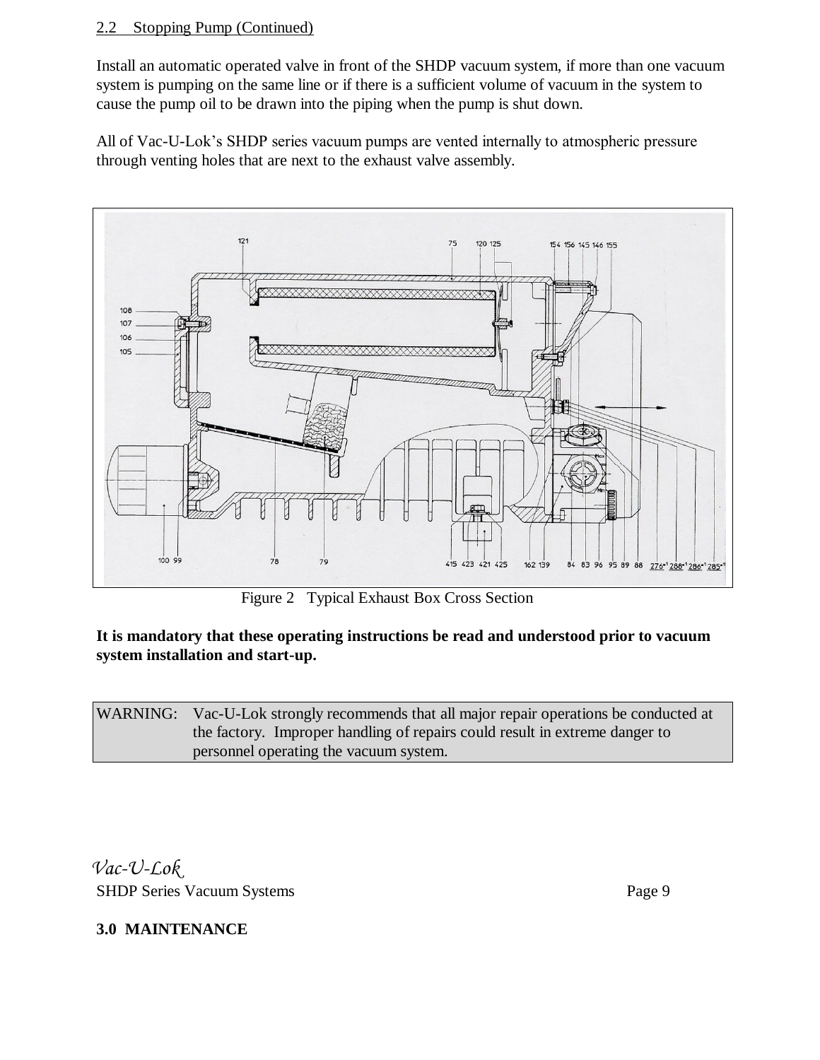## 2.2 Stopping Pump (Continued)

Install an automatic operated valve in front of the SHDP vacuum system, if more than one vacuum system is pumping on the same line or if there is a sufficient volume of vacuum in the system to cause the pump oil to be drawn into the piping when the pump is shut down.

All of Vac-U-Lok's SHDP series vacuum pumps are vented internally to atmospheric pressure through venting holes that are next to the exhaust valve assembly.

Figure 2 Typical Exhaust Box Cross Section

**It is mandatory that these operating instructions be read and understood prior to vacuum system installation and start-up.**

| WARNING: | Vac-U-Lok strongly recommends that all major repair operations be conducted at the factory. Improper handling of repairs could result in extreme danger to personnel operating the vacuum system. |
|---|---|

# 3.0 MAINTENANCE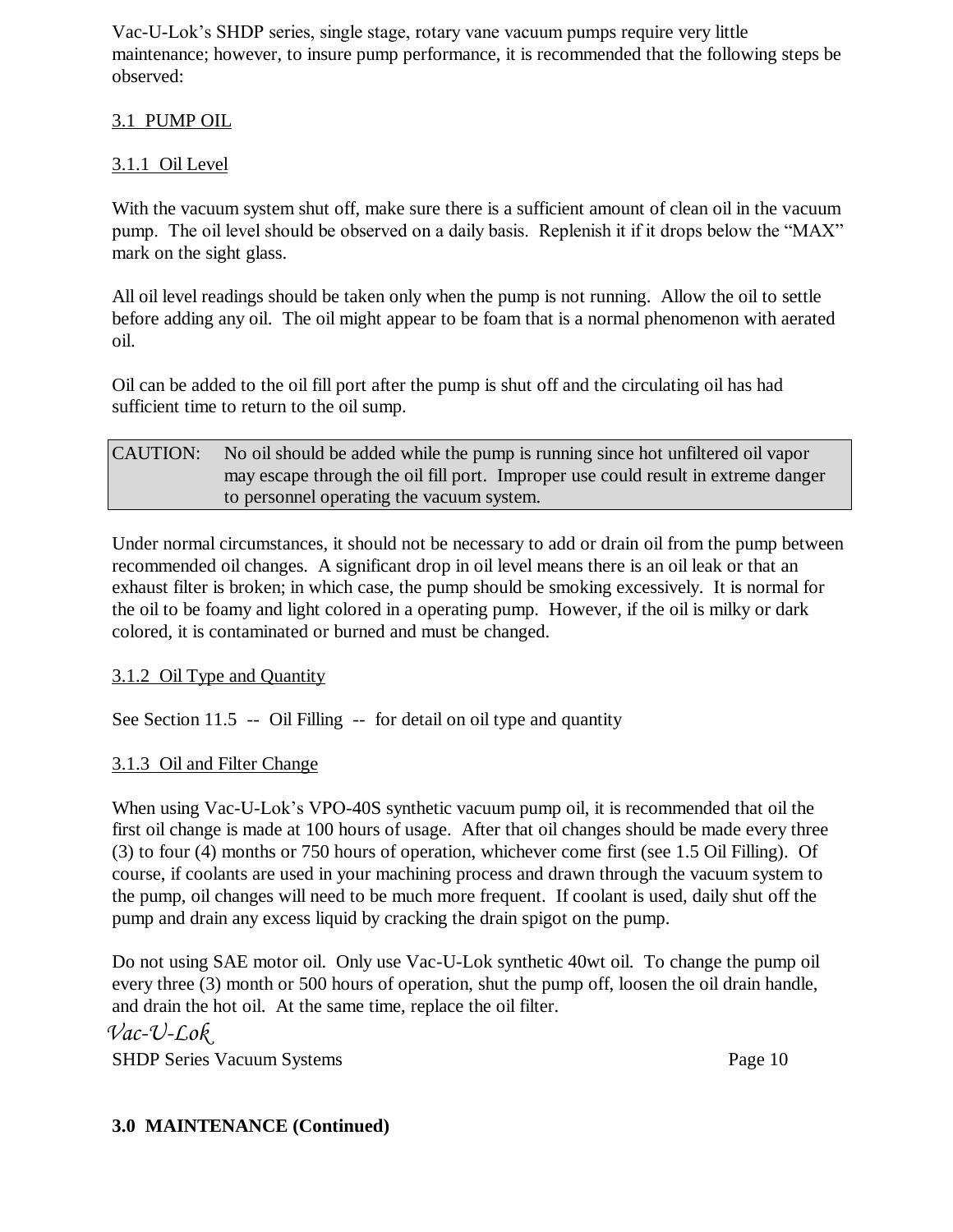Vac-U-Lok's SHDP series, single stage, rotary vane vacuum pumps require very little maintenance; however, to insure pump performance, it is recommended that the following steps be observed:

## 3.1 PUMP OIL

### 3.1.1 Oil Level

With the vacuum system shut off, make sure there is a sufficient amount of clean oil in the vacuum pump. The oil level should be observed on a daily basis. Replenish it if it drops below the "MAX" mark on the sight glass.

All oil level readings should be taken only when the pump is not running. Allow the oil to settle before adding any oil. The oil might appear to be foam that is a normal phenomenon with aerated oil.

Oil can be added to the oil fill port after the pump is shut off and the circulating oil has had sufficient time to return to the oil sump.

> CAUTION: No oil should be added while the pump is running since hot unfiltered oil vapor may escape through the oil fill port. Improper use could result in extreme danger to personnel operating the vacuum system.

Under normal circumstances, it should not be necessary to add or drain oil from the pump between recommended oil changes. A significant drop in oil level means there is an oil leak or that an exhaust filter is broken; in which case, the pump should be smoking excessively. It is normal for the oil to be foamy and light colored in a operating pump. However, if the oil is milky or dark colored, it is contaminated or burned and must be changed.

### 3.1.2 Oil Type and Quantity

See Section 11.5 -- Oil Filling -- for detail on oil type and quantity

### 3.1.3 Oil and Filter Change

When using Vac-U-Lok's VPO-40S synthetic vacuum pump oil, it is recommended that oil the first oil change is made at 100 hours of usage. After that oil changes should be made every three (3) to four (4) months or 750 hours of operation, whichever come first (see 1.5 Oil Filling). Of course, if coolants are used in your machining process and drawn through the vacuum system to the pump, oil changes will need to be much more frequent. If coolant is used, daily shut off the pump and drain any excess liquid by cracking the drain spigot on the pump.

Do not using SAE motor oil. Only use Vac-U-Lok synthetic 40wt oil. To change the pump oil every three (3) month or 500 hours of operation, shut the pump off, loosen the oil drain handle, and drain the hot oil. At the same time, replace the oil filter.

**3.0 MAINTENANCE (Continued)**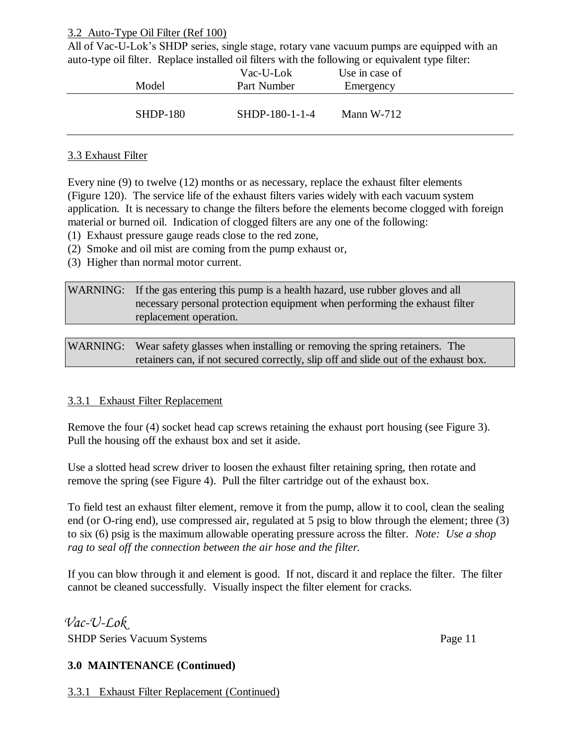3.2 Auto-Type Oil Filter (Ref 100)

All of Vac-U-Lok's SHDP series, single stage, rotary vane vacuum pumps are equipped with an auto-type oil filter. Replace installed oil filters with the following or equivalent type filter:

| Model | Vac-U-Lok Part Number | Use in case of Emergency |
|---|---|---|
| SHDP-180 | SHDP-180-1-1-4 | Mann W-712 |

3.3 Exhaust Filter

Every nine (9) to twelve (12) months or as necessary, replace the exhaust filter elements (Figure 120). The service life of the exhaust filters varies widely with each vacuum system application. It is necessary to change the filters before the elements become clogged with foreign material or burned oil. Indication of clogged filters are any one of the following:

(1) Exhaust pressure gauge reads close to the red zone,
(2) Smoke and oil mist are coming from the pump exhaust or,
(3) Higher than normal motor current.

| WARNING: | If the gas entering this pump is a health hazard, use rubber gloves and all necessary personal protection equipment when performing the exhaust filter replacement operation. |
|---|---|

| WARNING: | Wear safety glasses when installing or removing the spring retainers. The retainers can, if not secured correctly, slip off and slide out of the exhaust box. |
|---|---|

3.3.1 Exhaust Filter Replacement

Remove the four (4) socket head cap screws retaining the exhaust port housing (see Figure 3). Pull the housing off the exhaust box and set it aside.

Use a slotted head screw driver to loosen the exhaust filter retaining spring, then rotate and remove the spring (see Figure 4). Pull the filter cartridge out of the exhaust box.

To field test an exhaust filter element, remove it from the pump, allow it to cool, clean the sealing end (or O-ring end), use compressed air, regulated at 5 psig to blow through the element; three (3) to six (6) psig is the maximum allowable operating pressure across the filter. *Note: Use a shop rag to seal off the connection between the air hose and the filter.*

If you can blow through it and element is good. If not, discard it and replace the filter. The filter cannot be cleaned successfully. Visually inspect the filter element for cracks.

**3.0 MAINTENANCE (Continued)**

3.3.1 Exhaust Filter Replacement (Continued)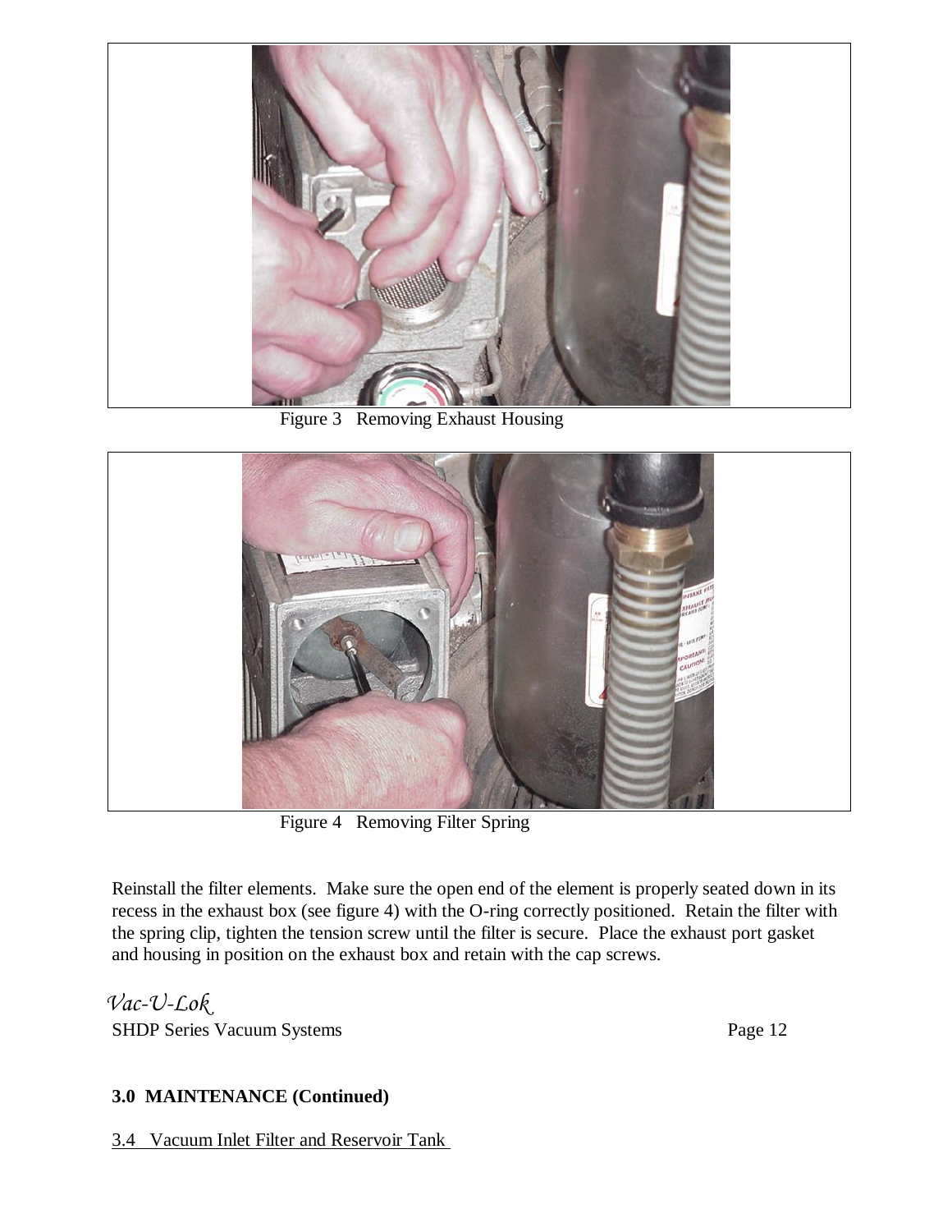Figure 3 Removing Exhaust Housing

Figure 4 Removing Filter Spring

Reinstall the filter elements. Make sure the open end of the element is properly seated down in its recess in the exhaust box (see figure 4) with the O-ring correctly positioned. Retain the filter with the spring clip, tighten the tension screw until the filter is secure. Place the exhaust port gasket and housing in position on the exhaust box and retain with the cap screws.

**3.0 MAINTENANCE (Continued)**

3.4 Vacuum Inlet Filter and Reservoir Tank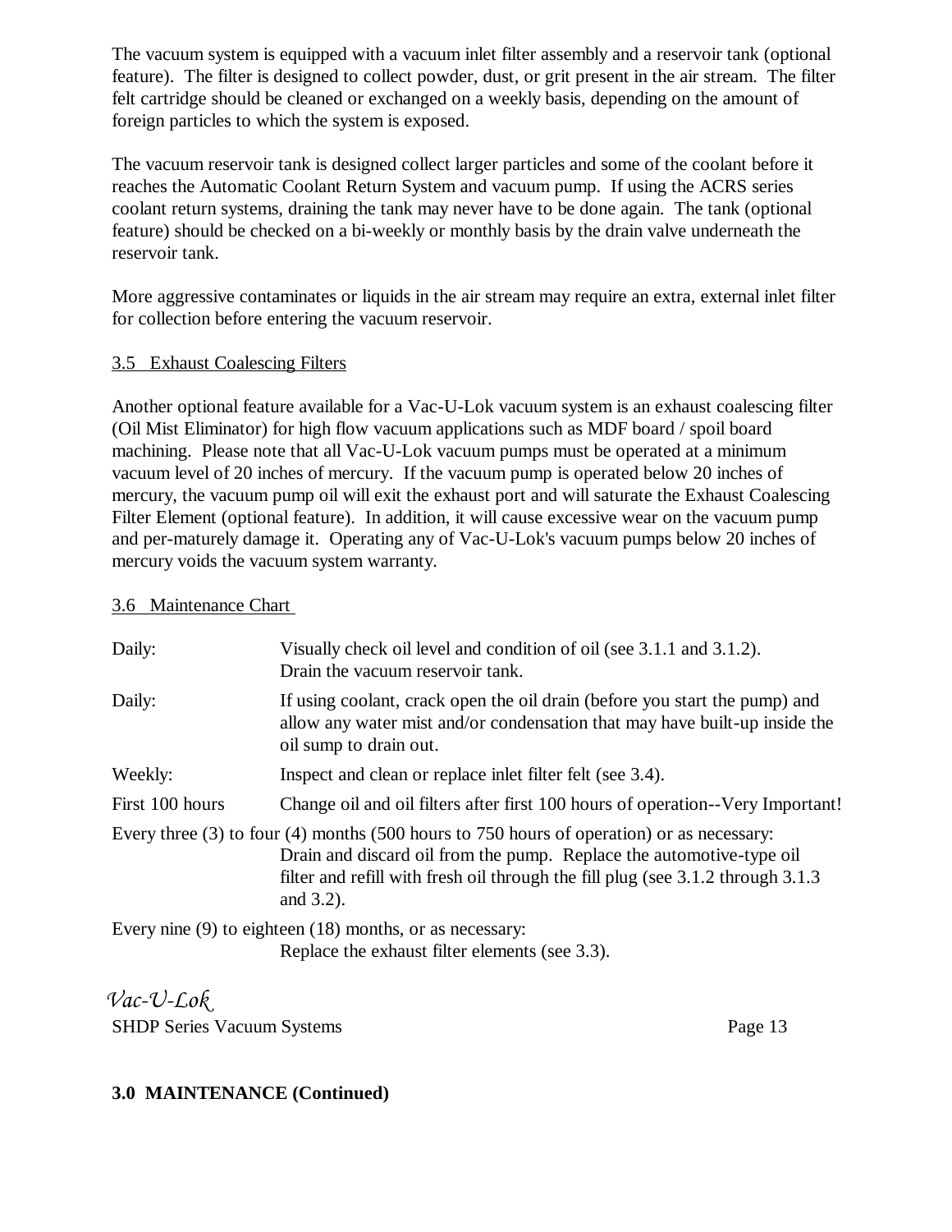The vacuum system is equipped with a vacuum inlet filter assembly and a reservoir tank (optional feature). The filter is designed to collect powder, dust, or grit present in the air stream. The filter felt cartridge should be cleaned or exchanged on a weekly basis, depending on the amount of foreign particles to which the system is exposed.

The vacuum reservoir tank is designed collect larger particles and some of the coolant before it reaches the Automatic Coolant Return System and vacuum pump. If using the ACRS series coolant return systems, draining the tank may never have to be done again. The tank (optional feature) should be checked on a bi-weekly or monthly basis by the drain valve underneath the reservoir tank.

More aggressive contaminates or liquids in the air stream may require an extra, external inlet filter for collection before entering the vacuum reservoir.

## 3.5 Exhaust Coalescing Filters

Another optional feature available for a Vac-U-Lok vacuum system is an exhaust coalescing filter (Oil Mist Eliminator) for high flow vacuum applications such as MDF board / spoil board machining. Please note that all Vac-U-Lok vacuum pumps must be operated at a minimum vacuum level of 20 inches of mercury. If the vacuum pump is operated below 20 inches of mercury, the vacuum pump oil will exit the exhaust port and will saturate the Exhaust Coalescing Filter Element (optional feature). In addition, it will cause excessive wear on the vacuum pump and per-maturely damage it. Operating any of Vac-U-Lok's vacuum pumps below 20 inches of mercury voids the vacuum system warranty.

## 3.6 Maintenance Chart

| | |
|---|---|
| Daily: | Visually check oil level and condition of oil (see 3.1.1 and 3.1.2). Drain the vacuum reservoir tank. |
| Daily: | If using coolant, crack open the oil drain (before you start the pump) and allow any water mist and/or condensation that may have built-up inside the oil sump to drain out. |
| Weekly: | Inspect and clean or replace inlet filter felt (see 3.4). |
| First 100 hours | Change oil and oil filters after first 100 hours of operation--Very Important! |

Every three (3) to four (4) months (500 hours to 750 hours of operation) or as necessary:
Drain and discard oil from the pump. Replace the automotive-type oil filter and refill with fresh oil through the fill plug (see 3.1.2 through 3.1.3 and 3.2).

Every nine (9) to eighteen (18) months, or as necessary:
Replace the exhaust filter elements (see 3.3).

**3.0 MAINTENANCE (Continued)**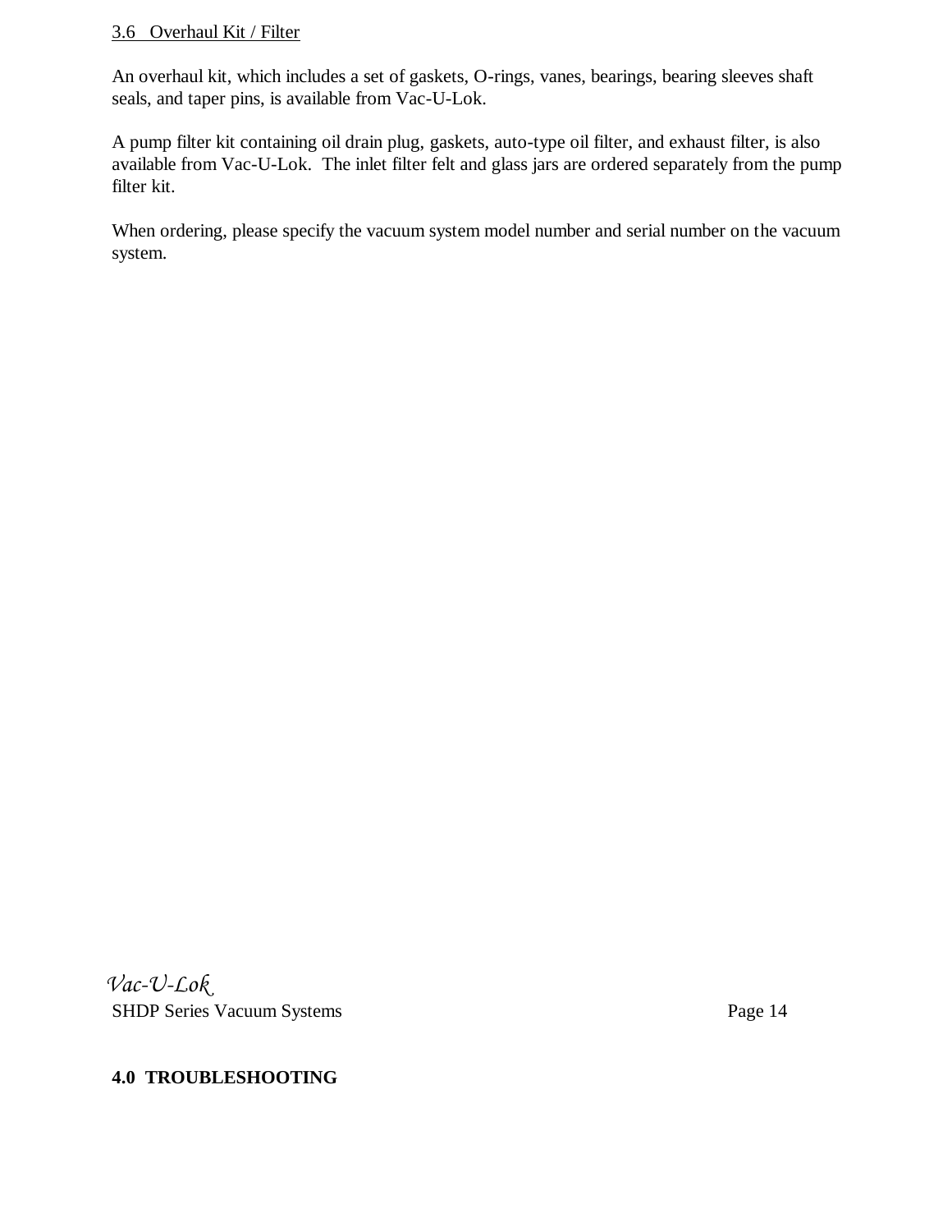### 3.6 Overhaul Kit / Filter

An overhaul kit, which includes a set of gaskets, O-rings, vanes, bearings, bearing sleeves shaft seals, and taper pins, is available from Vac-U-Lok.

A pump filter kit containing oil drain plug, gaskets, auto-type oil filter, and exhaust filter, is also available from Vac-U-Lok. The inlet filter felt and glass jars are ordered separately from the pump filter kit.

When ordering, please specify the vacuum system model number and serial number on the vacuum system.

## 4.0 TROUBLESHOOTING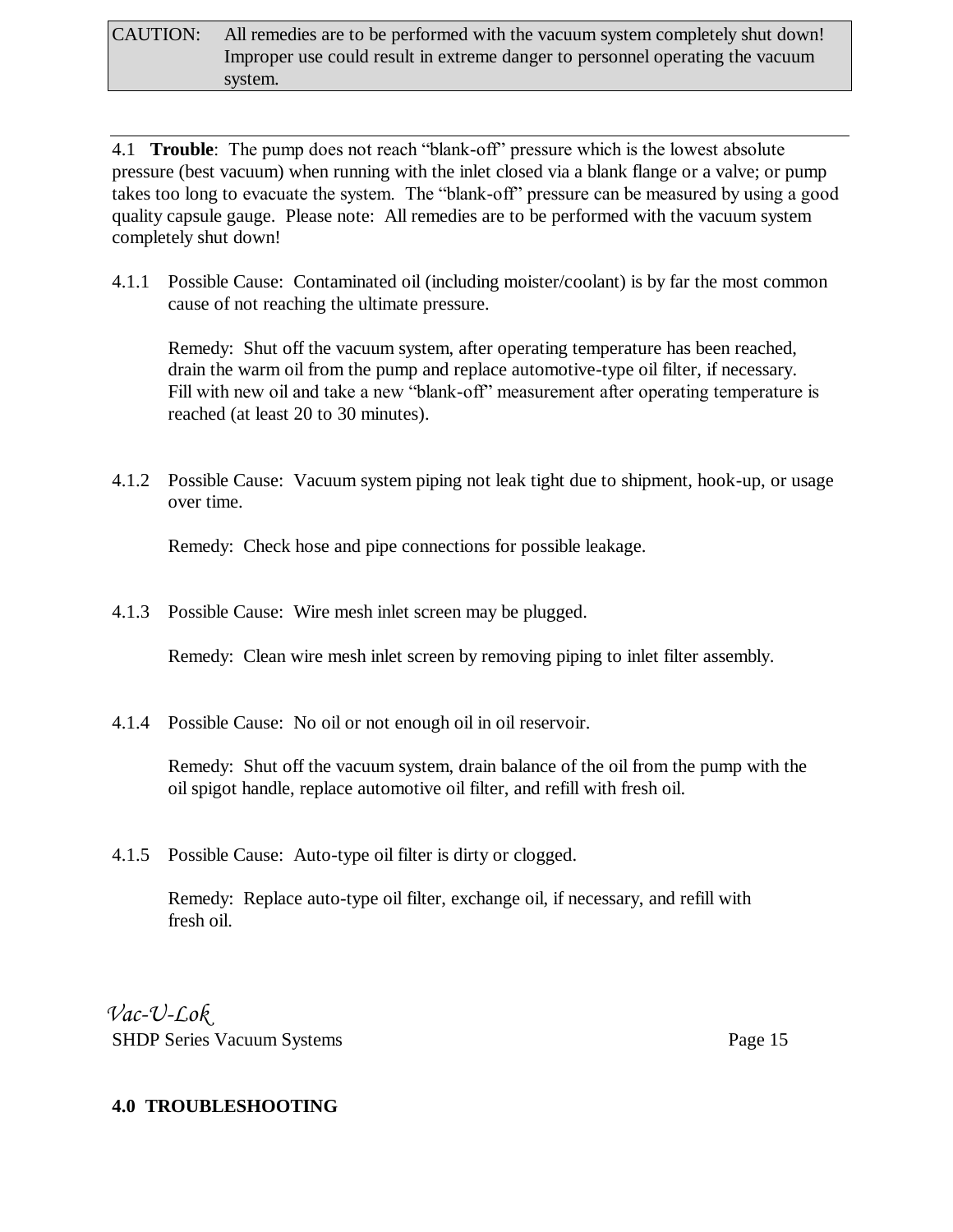CAUTION: All remedies are to be performed with the vacuum system completely shut down! Improper use could result in extreme danger to personnel operating the vacuum system.

---

4.1 **Trouble**: The pump does not reach "blank-off" pressure which is the lowest absolute pressure (best vacuum) when running with the inlet closed via a blank flange or a valve; or pump takes too long to evacuate the system. The "blank-off" pressure can be measured by using a good quality capsule gauge. Please note: All remedies are to be performed with the vacuum system completely shut down!

4.1.1 Possible Cause: Contaminated oil (including moister/coolant) is by far the most common cause of not reaching the ultimate pressure.

Remedy: Shut off the vacuum system, after operating temperature has been reached, drain the warm oil from the pump and replace automotive-type oil filter, if necessary. Fill with new oil and take a new "blank-off" measurement after operating temperature is reached (at least 20 to 30 minutes).

4.1.2 Possible Cause: Vacuum system piping not leak tight due to shipment, hook-up, or usage over time.

Remedy: Check hose and pipe connections for possible leakage.

4.1.3 Possible Cause: Wire mesh inlet screen may be plugged.

Remedy: Clean wire mesh inlet screen by removing piping to inlet filter assembly.

4.1.4 Possible Cause: No oil or not enough oil in oil reservoir.

Remedy: Shut off the vacuum system, drain balance of the oil from the pump with the oil spigot handle, replace automotive oil filter, and refill with fresh oil.

4.1.5 Possible Cause: Auto-type oil filter is dirty or clogged.

Remedy: Replace auto-type oil filter, exchange oil, if necessary, and refill with fresh oil.

## 4.0 TROUBLESHOOTING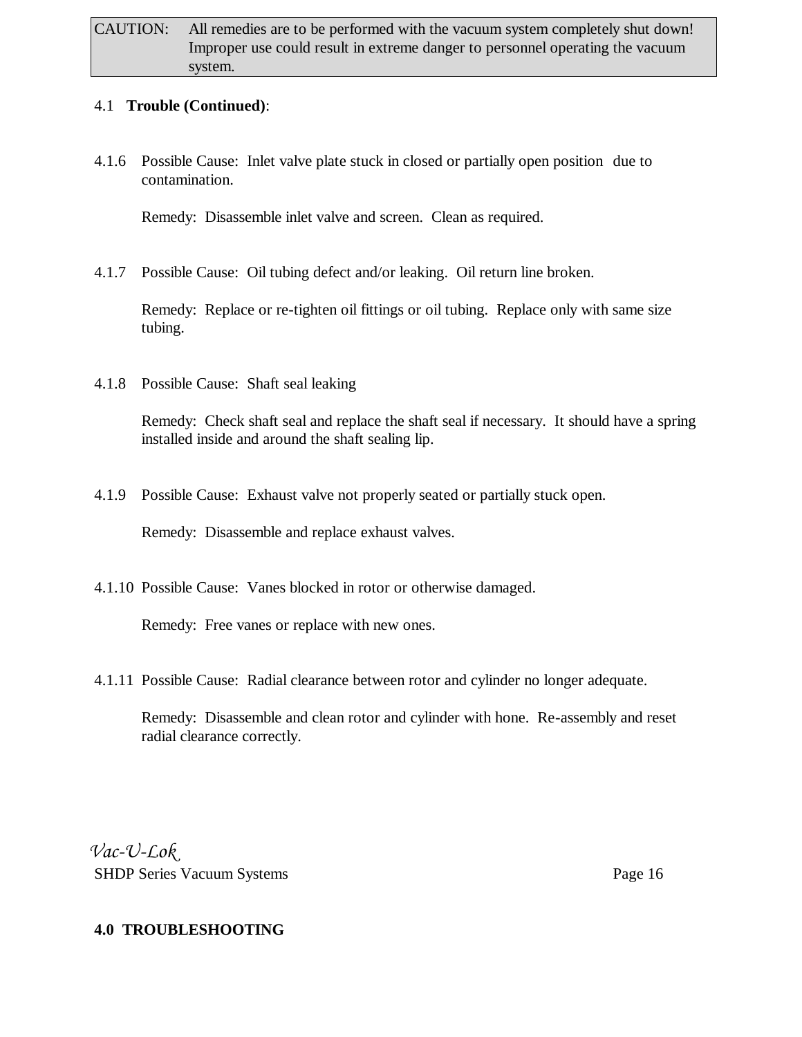CAUTION: All remedies are to be performed with the vacuum system completely shut down! Improper use could result in extreme danger to personnel operating the vacuum system.

4.1 **Trouble (Continued)**:

4.1.6 Possible Cause: Inlet valve plate stuck in closed or partially open position due to contamination.

Remedy: Disassemble inlet valve and screen. Clean as required.

4.1.7 Possible Cause: Oil tubing defect and/or leaking. Oil return line broken.

Remedy: Replace or re-tighten oil fittings or oil tubing. Replace only with same size tubing.

4.1.8 Possible Cause: Shaft seal leaking

Remedy: Check shaft seal and replace the shaft seal if necessary. It should have a spring installed inside and around the shaft sealing lip.

4.1.9 Possible Cause: Exhaust valve not properly seated or partially stuck open.

Remedy: Disassemble and replace exhaust valves.

4.1.10 Possible Cause: Vanes blocked in rotor or otherwise damaged.

Remedy: Free vanes or replace with new ones.

4.1.11 Possible Cause: Radial clearance between rotor and cylinder no longer adequate.

Remedy: Disassemble and clean rotor and cylinder with hone. Re-assembly and reset radial clearance correctly.

**4.0 TROUBLESHOOTING**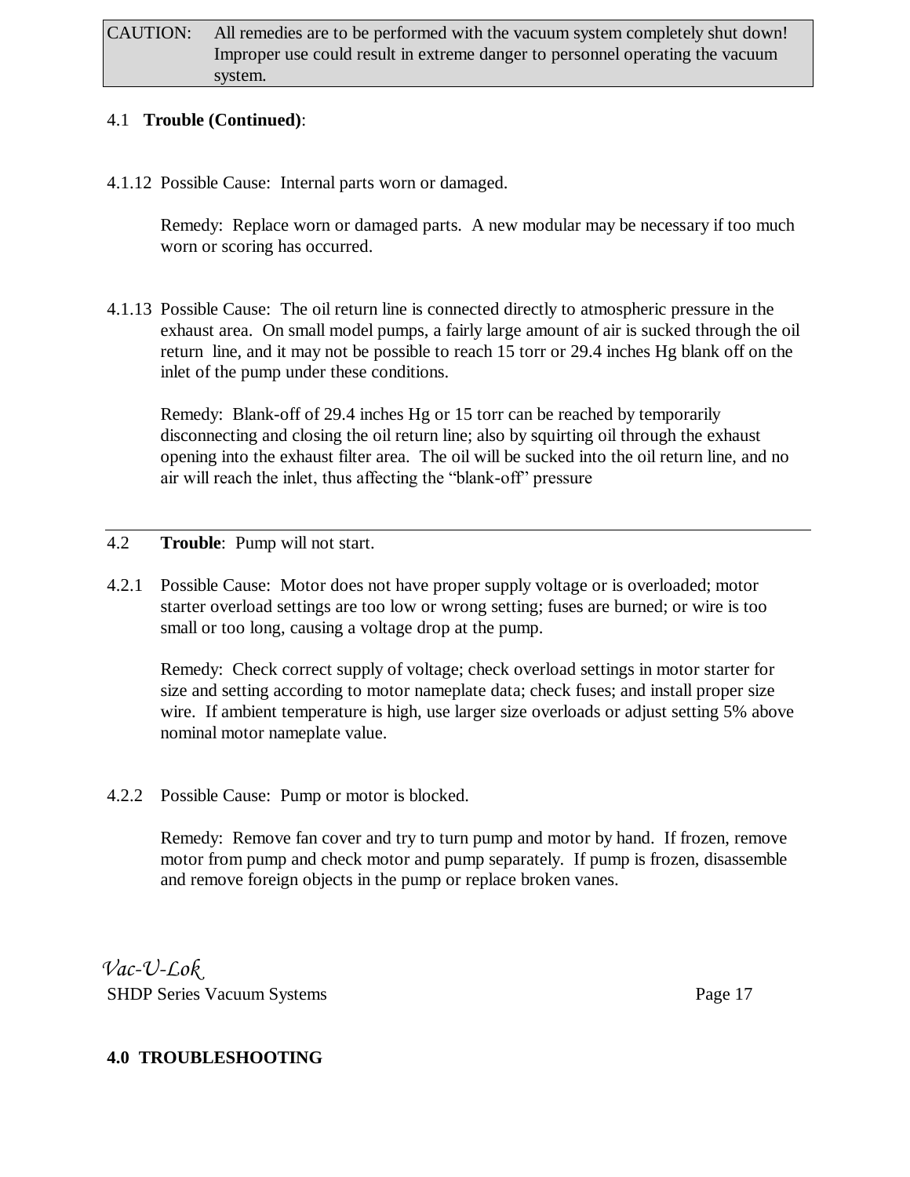CAUTION: All remedies are to be performed with the vacuum system completely shut down! Improper use could result in extreme danger to personnel operating the vacuum system.

4.1 **Trouble (Continued)**:

4.1.12 Possible Cause: Internal parts worn or damaged.

Remedy: Replace worn or damaged parts. A new modular may be necessary if too much worn or scoring has occurred.

4.1.13 Possible Cause: The oil return line is connected directly to atmospheric pressure in the exhaust area. On small model pumps, a fairly large amount of air is sucked through the oil return line, and it may not be possible to reach 15 torr or 29.4 inches Hg blank off on the inlet of the pump under these conditions.

Remedy: Blank-off of 29.4 inches Hg or 15 torr can be reached by temporarily disconnecting and closing the oil return line; also by squirting oil through the exhaust opening into the exhaust filter area. The oil will be sucked into the oil return line, and no air will reach the inlet, thus affecting the "blank-off" pressure

---

4.2 **Trouble**: Pump will not start.

4.2.1 Possible Cause: Motor does not have proper supply voltage or is overloaded; motor starter overload settings are too low or wrong setting; fuses are burned; or wire is too small or too long, causing a voltage drop at the pump.

Remedy: Check correct supply of voltage; check overload settings in motor starter for size and setting according to motor nameplate data; check fuses; and install proper size wire. If ambient temperature is high, use larger size overloads or adjust setting 5% above nominal motor nameplate value.

4.2.2 Possible Cause: Pump or motor is blocked.

Remedy: Remove fan cover and try to turn pump and motor by hand. If frozen, remove motor from pump and check motor and pump separately. If pump is frozen, disassemble and remove foreign objects in the pump or replace broken vanes.

**4.0 TROUBLESHOOTING**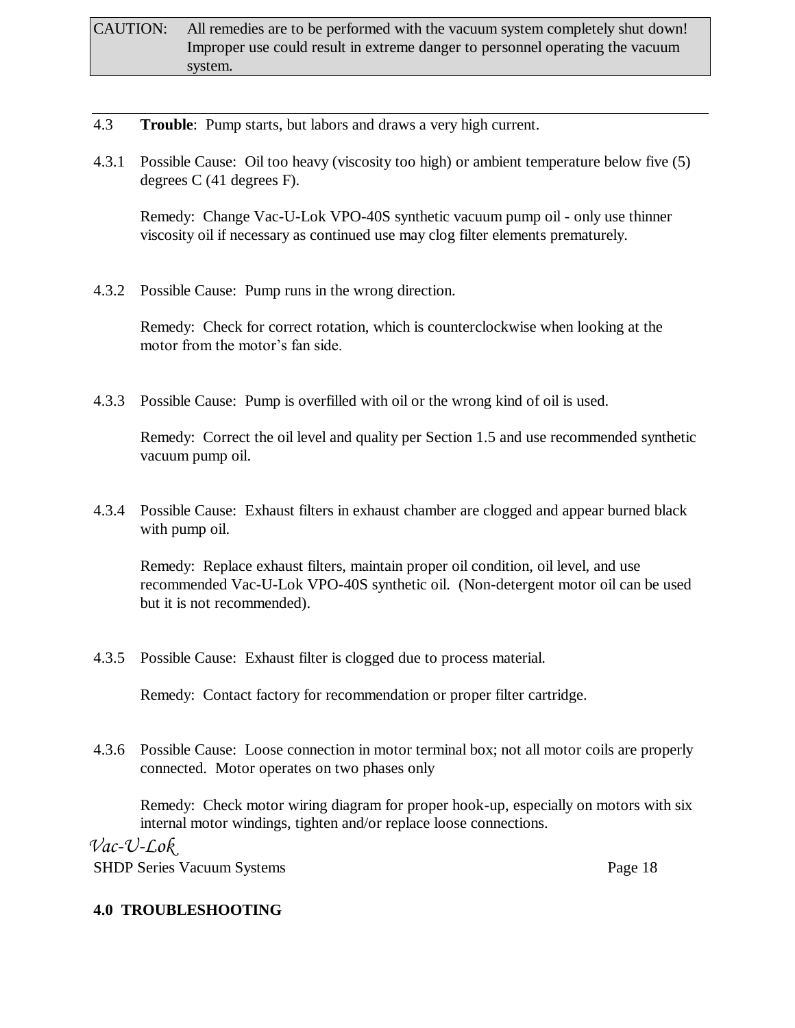CAUTION: All remedies are to be performed with the vacuum system completely shut down! Improper use could result in extreme danger to personnel operating the vacuum system.

---

4.3 **Trouble**: Pump starts, but labors and draws a very high current.

4.3.1 Possible Cause: Oil too heavy (viscosity too high) or ambient temperature below five (5) degrees C (41 degrees F).

Remedy: Change Vac-U-Lok VPO-40S synthetic vacuum pump oil - only use thinner viscosity oil if necessary as continued use may clog filter elements prematurely.

4.3.2 Possible Cause: Pump runs in the wrong direction.

Remedy: Check for correct rotation, which is counterclockwise when looking at the motor from the motor's fan side.

4.3.3 Possible Cause: Pump is overfilled with oil or the wrong kind of oil is used.

Remedy: Correct the oil level and quality per Section 1.5 and use recommended synthetic vacuum pump oil.

4.3.4 Possible Cause: Exhaust filters in exhaust chamber are clogged and appear burned black with pump oil.

Remedy: Replace exhaust filters, maintain proper oil condition, oil level, and use recommended Vac-U-Lok VPO-40S synthetic oil. (Non-detergent motor oil can be used but it is not recommended).

4.3.5 Possible Cause: Exhaust filter is clogged due to process material.

Remedy: Contact factory for recommendation or proper filter cartridge.

4.3.6 Possible Cause: Loose connection in motor terminal box; not all motor coils are properly connected. Motor operates on two phases only

Remedy: Check motor wiring diagram for proper hook-up, especially on motors with six internal motor windings, tighten and/or replace loose connections.

## 4.0 TROUBLESHOOTING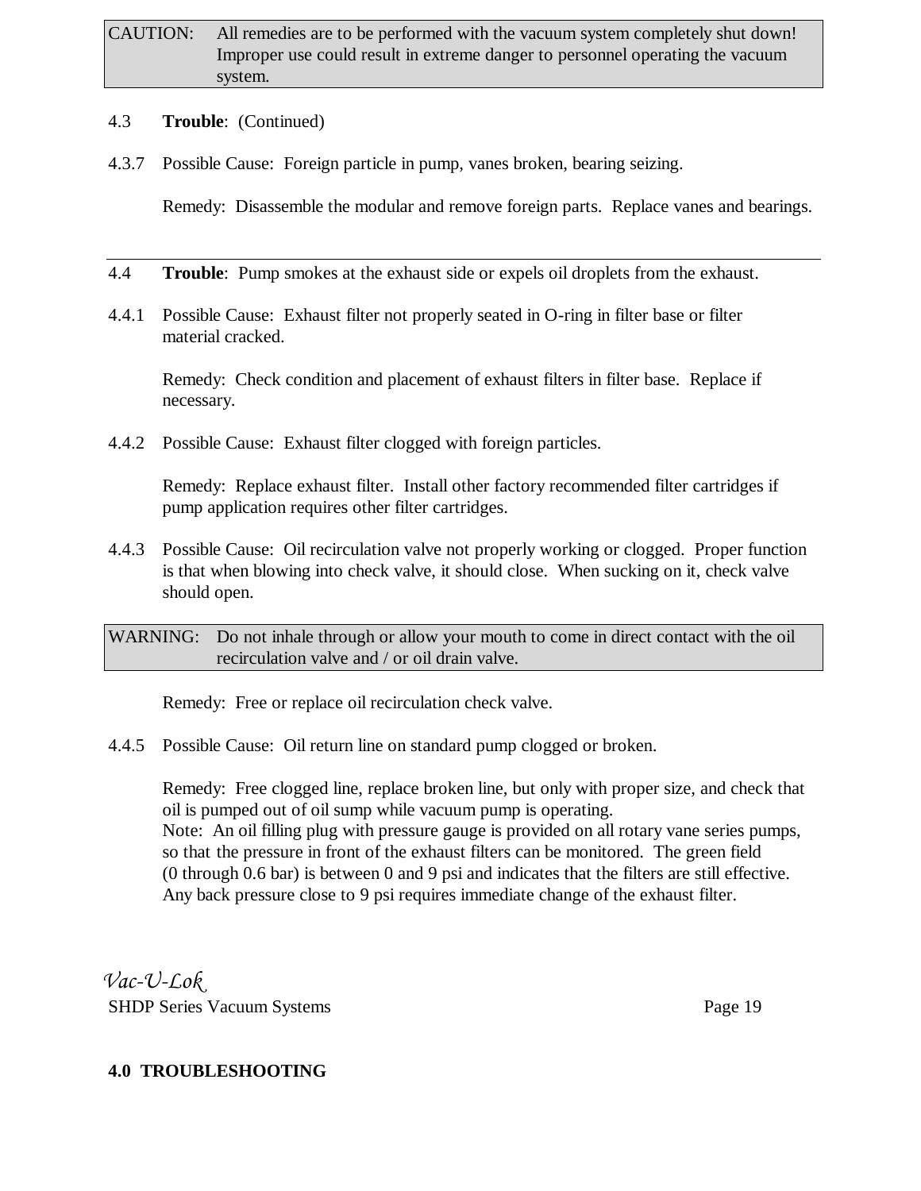CAUTION: All remedies are to be performed with the vacuum system completely shut down! Improper use could result in extreme danger to personnel operating the vacuum system.

4.3 **Trouble**: (Continued)

4.3.7 Possible Cause: Foreign particle in pump, vanes broken, bearing seizing.

Remedy: Disassemble the modular and remove foreign parts. Replace vanes and bearings.

---

4.4 **Trouble**: Pump smokes at the exhaust side or expels oil droplets from the exhaust.

4.4.1 Possible Cause: Exhaust filter not properly seated in O-ring in filter base or filter material cracked.

Remedy: Check condition and placement of exhaust filters in filter base. Replace if necessary.

4.4.2 Possible Cause: Exhaust filter clogged with foreign particles.

Remedy: Replace exhaust filter. Install other factory recommended filter cartridges if pump application requires other filter cartridges.

4.4.3 Possible Cause: Oil recirculation valve not properly working or clogged. Proper function is that when blowing into check valve, it should close. When sucking on it, check valve should open.

WARNING: Do not inhale through or allow your mouth to come in direct contact with the oil recirculation valve and / or oil drain valve.

Remedy: Free or replace oil recirculation check valve.

4.4.5 Possible Cause: Oil return line on standard pump clogged or broken.

Remedy: Free clogged line, replace broken line, but only with proper size, and check that oil is pumped out of oil sump while vacuum pump is operating.
Note: An oil filling plug with pressure gauge is provided on all rotary vane series pumps, so that the pressure in front of the exhaust filters can be monitored. The green field (0 through 0.6 bar) is between 0 and 9 psi and indicates that the filters are still effective. Any back pressure close to 9 psi requires immediate change of the exhaust filter.

**4.0 TROUBLESHOOTING**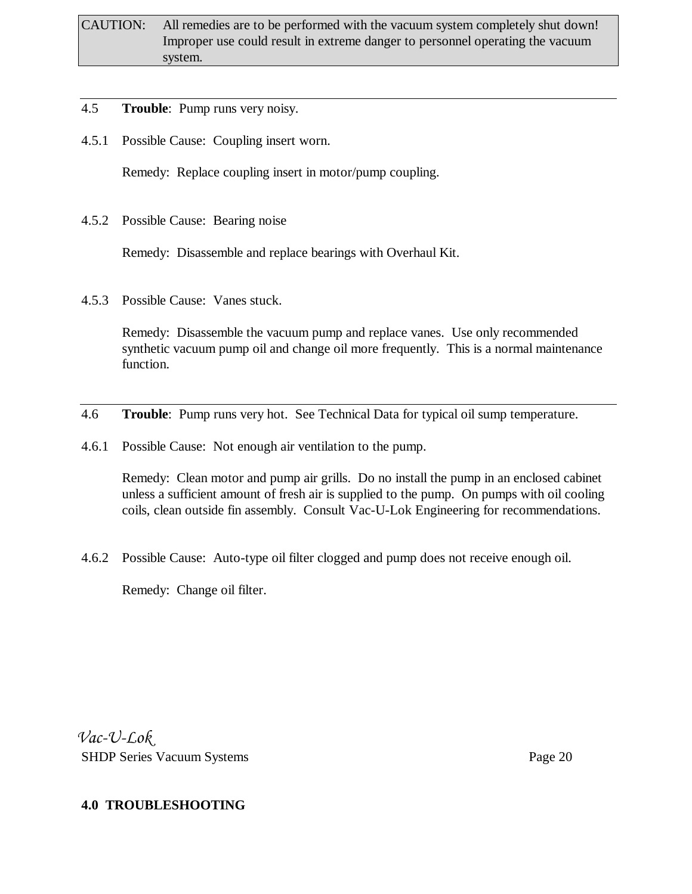CAUTION: All remedies are to be performed with the vacuum system completely shut down! Improper use could result in extreme danger to personnel operating the vacuum system.

---

4.5 **Trouble**: Pump runs very noisy.

4.5.1 Possible Cause: Coupling insert worn.

Remedy: Replace coupling insert in motor/pump coupling.

4.5.2 Possible Cause: Bearing noise

Remedy: Disassemble and replace bearings with Overhaul Kit.

4.5.3 Possible Cause: Vanes stuck.

Remedy: Disassemble the vacuum pump and replace vanes. Use only recommended synthetic vacuum pump oil and change oil more frequently. This is a normal maintenance function.

---

4.6 **Trouble**: Pump runs very hot. See Technical Data for typical oil sump temperature.

4.6.1 Possible Cause: Not enough air ventilation to the pump.

Remedy: Clean motor and pump air grills. Do no install the pump in an enclosed cabinet unless a sufficient amount of fresh air is supplied to the pump. On pumps with oil cooling coils, clean outside fin assembly. Consult Vac-U-Lok Engineering for recommendations.

4.6.2 Possible Cause: Auto-type oil filter clogged and pump does not receive enough oil.

Remedy: Change oil filter.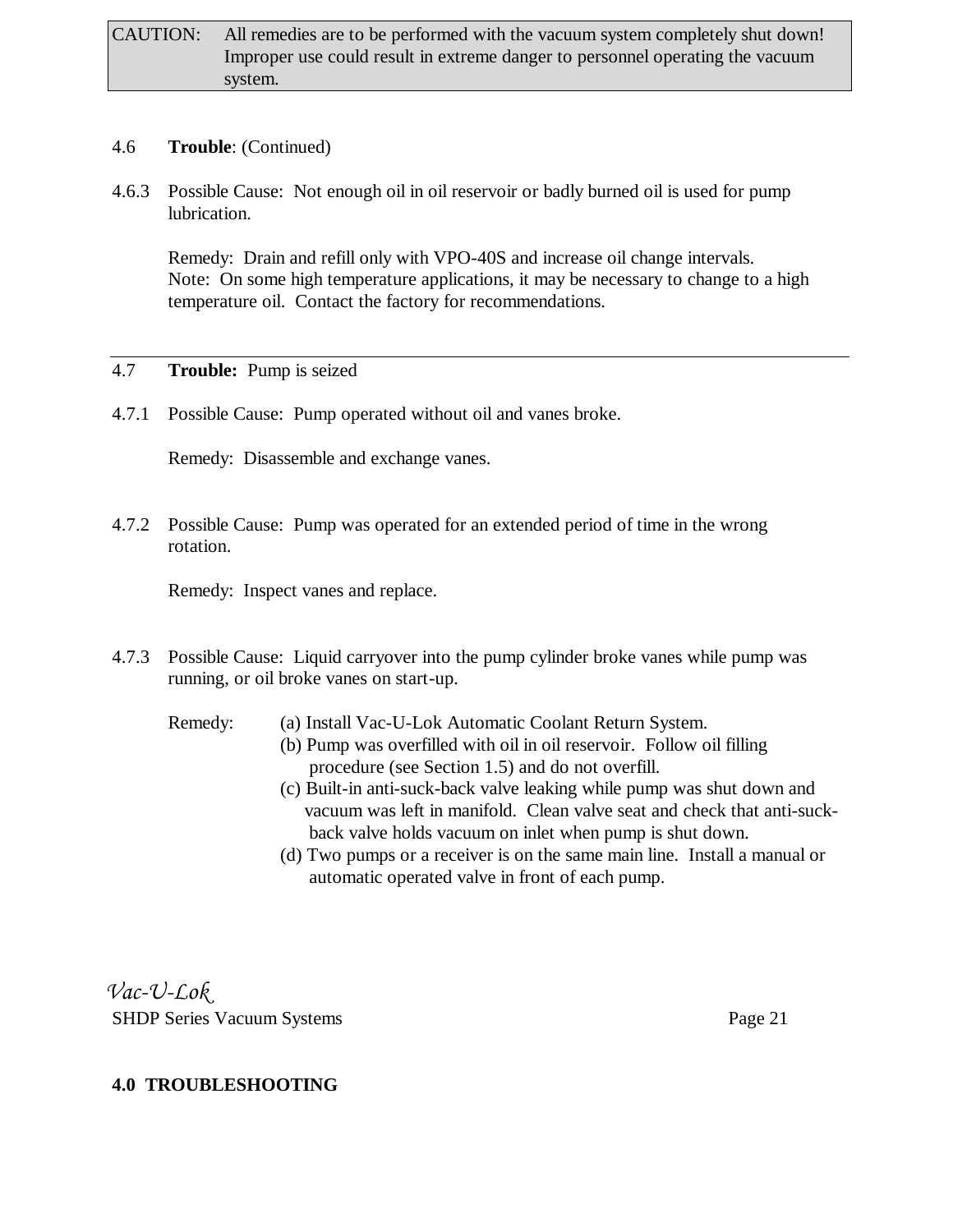CAUTION: All remedies are to be performed with the vacuum system completely shut down! Improper use could result in extreme danger to personnel operating the vacuum system.

4.6 **Trouble**: (Continued)

4.6.3 Possible Cause: Not enough oil in oil reservoir or badly burned oil is used for pump lubrication.

Remedy: Drain and refill only with VPO-40S and increase oil change intervals.
Note: On some high temperature applications, it may be necessary to change to a high temperature oil. Contact the factory for recommendations.

---

4.7 **Trouble:** Pump is seized

4.7.1 Possible Cause: Pump operated without oil and vanes broke.

Remedy: Disassemble and exchange vanes.

4.7.2 Possible Cause: Pump was operated for an extended period of time in the wrong rotation.

Remedy: Inspect vanes and replace.

4.7.3 Possible Cause: Liquid carryover into the pump cylinder broke vanes while pump was running, or oil broke vanes on start-up.

Remedy:
(a) Install Vac-U-Lok Automatic Coolant Return System.
(b) Pump was overfilled with oil in oil reservoir. Follow oil filling procedure (see Section 1.5) and do not overfill.
(c) Built-in anti-suck-back valve leaking while pump was shut down and vacuum was left in manifold. Clean valve seat and check that anti-suck-back valve holds vacuum on inlet when pump is shut down.
(d) Two pumps or a receiver is on the same main line. Install a manual or automatic operated valve in front of each pump.

**4.0 TROUBLESHOOTING**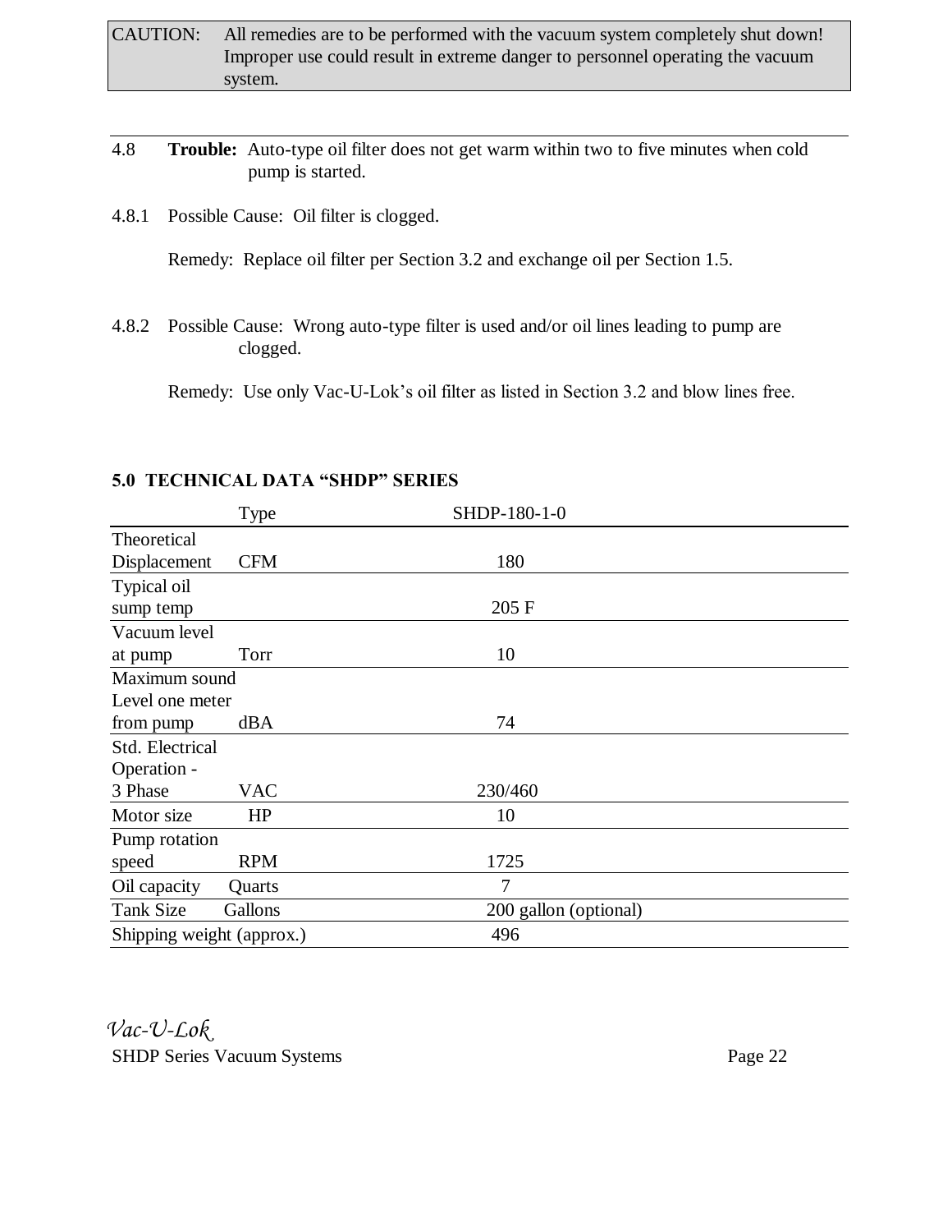CAUTION: All remedies are to be performed with the vacuum system completely shut down! Improper use could result in extreme danger to personnel operating the vacuum system.

---

4.8 **Trouble:** Auto-type oil filter does not get warm within two to five minutes when cold pump is started.

4.8.1 Possible Cause: Oil filter is clogged.

Remedy: Replace oil filter per Section 3.2 and exchange oil per Section 1.5.

4.8.2 Possible Cause: Wrong auto-type filter is used and/or oil lines leading to pump are clogged.

Remedy: Use only Vac-U-Lok's oil filter as listed in Section 3.2 and blow lines free.

## 5.0 TECHNICAL DATA "SHDP" SERIES

| | Type | SHDP-180-1-0 |
|---|---|---|
| Theoretical Displacement | CFM | 180 |
| Typical oil sump temp | | 205 F |
| Vacuum level at pump | Torr | 10 |
| Maximum sound Level one meter from pump | dBA | 74 |
| Std. Electrical Operation - 3 Phase | VAC | 230/460 |
| Motor size | HP | 10 |
| Pump rotation speed | RPM | 1725 |
| Oil capacity | Quarts | 7 |
| Tank Size | Gallons | 200 gallon (optional) |
| Shipping weight (approx.) | | 496 |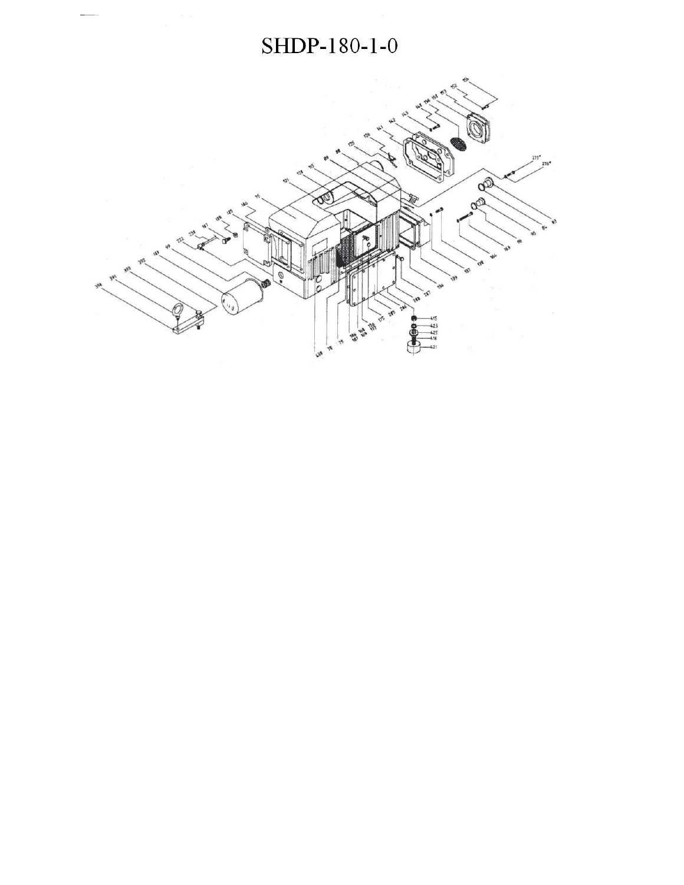# SHDP-180-1-0